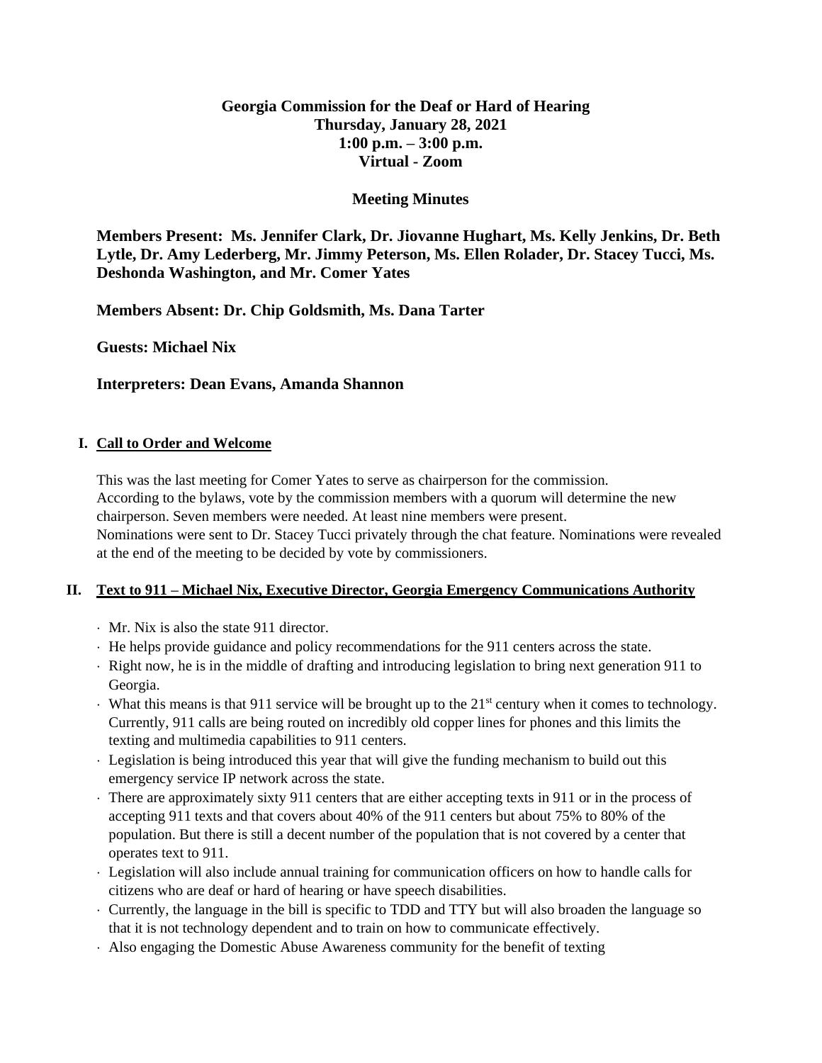**Georgia Commission for the Deaf or Hard of Hearing**
**Thursday, January 28, 2021**
**1:00 p.m. – 3:00 p.m.**
**Virtual - Zoom**

**Meeting Minutes**

**Members Present: Ms. Jennifer Clark, Dr. Jiovanne Hughart, Ms. Kelly Jenkins, Dr. Beth Lytle, Dr. Amy Lederberg, Mr. Jimmy Peterson, Ms. Ellen Rolader, Dr. Stacey Tucci, Ms. Deshonda Washington, and Mr. Comer Yates**

**Members Absent: Dr. Chip Goldsmith, Ms. Dana Tarter**

**Guests: Michael Nix**

**Interpreters: Dean Evans, Amanda Shannon**

## I. Call to Order and Welcome

This was the last meeting for Comer Yates to serve as chairperson for the commission. According to the bylaws, vote by the commission members with a quorum will determine the new chairperson. Seven members were needed. At least nine members were present. Nominations were sent to Dr. Stacey Tucci privately through the chat feature. Nominations were revealed at the end of the meeting to be decided by vote by commissioners.

## II. Text to 911 – Michael Nix, Executive Director, Georgia Emergency Communications Authority

- Mr. Nix is also the state 911 director.
- He helps provide guidance and policy recommendations for the 911 centers across the state.
- Right now, he is in the middle of drafting and introducing legislation to bring next generation 911 to Georgia.
- What this means is that 911 service will be brought up to the 21st century when it comes to technology. Currently, 911 calls are being routed on incredibly old copper lines for phones and this limits the texting and multimedia capabilities to 911 centers.
- Legislation is being introduced this year that will give the funding mechanism to build out this emergency service IP network across the state.
- There are approximately sixty 911 centers that are either accepting texts in 911 or in the process of accepting 911 texts and that covers about 40% of the 911 centers but about 75% to 80% of the population. But there is still a decent number of the population that is not covered by a center that operates text to 911.
- Legislation will also include annual training for communication officers on how to handle calls for citizens who are deaf or hard of hearing or have speech disabilities.
- Currently, the language in the bill is specific to TDD and TTY but will also broaden the language so that it is not technology dependent and to train on how to communicate effectively.
- Also engaging the Domestic Abuse Awareness community for the benefit of texting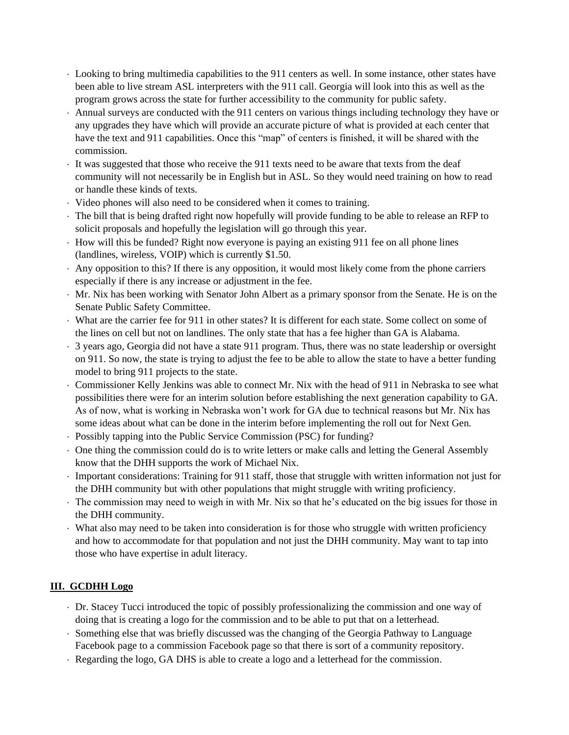- Looking to bring multimedia capabilities to the 911 centers as well. In some instance, other states have been able to live stream ASL interpreters with the 911 call. Georgia will look into this as well as the program grows across the state for further accessibility to the community for public safety.
- Annual surveys are conducted with the 911 centers on various things including technology they have or any upgrades they have which will provide an accurate picture of what is provided at each center that have the text and 911 capabilities. Once this "map" of centers is finished, it will be shared with the commission.
- It was suggested that those who receive the 911 texts need to be aware that texts from the deaf community will not necessarily be in English but in ASL. So they would need training on how to read or handle these kinds of texts.
- Video phones will also need to be considered when it comes to training.
- The bill that is being drafted right now hopefully will provide funding to be able to release an RFP to solicit proposals and hopefully the legislation will go through this year.
- How will this be funded? Right now everyone is paying an existing 911 fee on all phone lines (landlines, wireless, VOIP) which is currently $1.50.
- Any opposition to this? If there is any opposition, it would most likely come from the phone carriers especially if there is any increase or adjustment in the fee.
- Mr. Nix has been working with Senator John Albert as a primary sponsor from the Senate. He is on the Senate Public Safety Committee.
- What are the carrier fee for 911 in other states? It is different for each state. Some collect on some of the lines on cell but not on landlines. The only state that has a fee higher than GA is Alabama.
- 3 years ago, Georgia did not have a state 911 program. Thus, there was no state leadership or oversight on 911. So now, the state is trying to adjust the fee to be able to allow the state to have a better funding model to bring 911 projects to the state.
- Commissioner Kelly Jenkins was able to connect Mr. Nix with the head of 911 in Nebraska to see what possibilities there were for an interim solution before establishing the next generation capability to GA. As of now, what is working in Nebraska won't work for GA due to technical reasons but Mr. Nix has some ideas about what can be done in the interim before implementing the roll out for Next Gen.
- Possibly tapping into the Public Service Commission (PSC) for funding?
- One thing the commission could do is to write letters or make calls and letting the General Assembly know that the DHH supports the work of Michael Nix.
- Important considerations: Training for 911 staff, those that struggle with written information not just for the DHH community but with other populations that might struggle with writing proficiency.
- The commission may need to weigh in with Mr. Nix so that he's educated on the big issues for those in the DHH community.
- What also may need to be taken into consideration is for those who struggle with written proficiency and how to accommodate for that population and not just the DHH community. May want to tap into those who have expertise in adult literacy.

## III. GCDHH Logo

- Dr. Stacey Tucci introduced the topic of possibly professionalizing the commission and one way of doing that is creating a logo for the commission and to be able to put that on a letterhead.
- Something else that was briefly discussed was the changing of the Georgia Pathway to Language Facebook page to a commission Facebook page so that there is sort of a community repository.
- Regarding the logo, GA DHS is able to create a logo and a letterhead for the commission.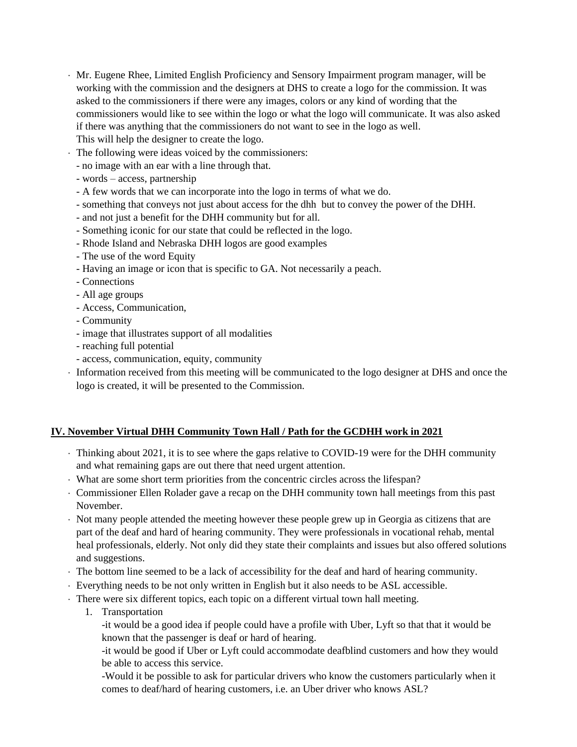- Mr. Eugene Rhee, Limited English Proficiency and Sensory Impairment program manager, will be working with the commission and the designers at DHS to create a logo for the commission. It was asked to the commissioners if there were any images, colors or any kind of wording that the commissioners would like to see within the logo or what the logo will communicate. It was also asked if there was anything that the commissioners do not want to see in the logo as well. This will help the designer to create the logo.
- The following were ideas voiced by the commissioners:
  - no image with an ear with a line through that.
  - words – access, partnership
  - A few words that we can incorporate into the logo in terms of what we do.
  - something that conveys not just about access for the dhh but to convey the power of the DHH.
  - and not just a benefit for the DHH community but for all.
  - Something iconic for our state that could be reflected in the logo.
  - Rhode Island and Nebraska DHH logos are good examples
  - The use of the word Equity
  - Having an image or icon that is specific to GA. Not necessarily a peach.
  - Connections
  - All age groups
  - Access, Communication,
  - Community
  - image that illustrates support of all modalities
  - reaching full potential
  - access, communication, equity, community
- Information received from this meeting will be communicated to the logo designer at DHS and once the logo is created, it will be presented to the Commission.

## IV. November Virtual DHH Community Town Hall / Path for the GCDHH work in 2021

- Thinking about 2021, it is to see where the gaps relative to COVID-19 were for the DHH community and what remaining gaps are out there that need urgent attention.
- What are some short term priorities from the concentric circles across the lifespan?
- Commissioner Ellen Rolader gave a recap on the DHH community town hall meetings from this past November.
- Not many people attended the meeting however these people grew up in Georgia as citizens that are part of the deaf and hard of hearing community. They were professionals in vocational rehab, mental heal professionals, elderly. Not only did they state their complaints and issues but also offered solutions and suggestions.
- The bottom line seemed to be a lack of accessibility for the deaf and hard of hearing community.
- Everything needs to be not only written in English but it also needs to be ASL accessible.
- There were six different topics, each topic on a different virtual town hall meeting.
  1. Transportation
     -it would be a good idea if people could have a profile with Uber, Lyft so that that it would be known that the passenger is deaf or hard of hearing.
     -it would be good if Uber or Lyft could accommodate deafblind customers and how they would be able to access this service.
     -Would it be possible to ask for particular drivers who know the customers particularly when it comes to deaf/hard of hearing customers, i.e. an Uber driver who knows ASL?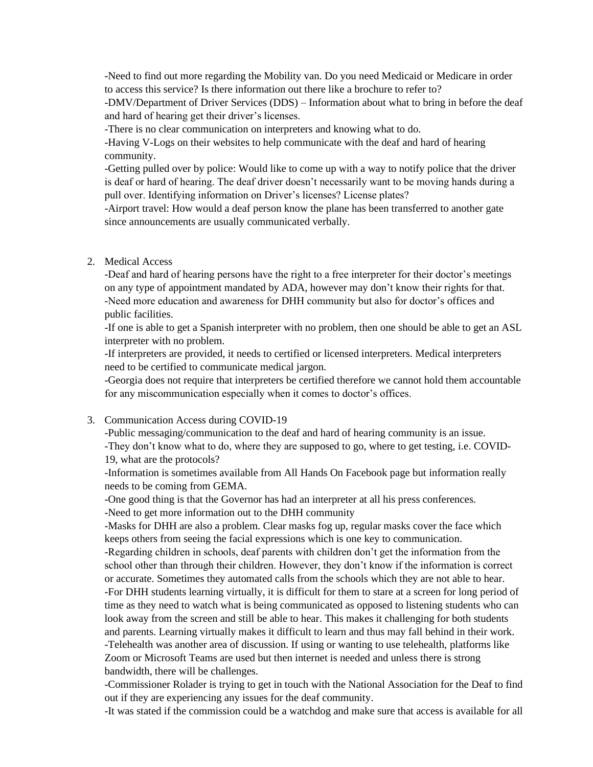-Need to find out more regarding the Mobility van. Do you need Medicaid or Medicare in order to access this service? Is there information out there like a brochure to refer to?
-DMV/Department of Driver Services (DDS) – Information about what to bring in before the deaf and hard of hearing get their driver's licenses.
-There is no clear communication on interpreters and knowing what to do.
-Having V-Logs on their websites to help communicate with the deaf and hard of hearing community.
-Getting pulled over by police: Would like to come up with a way to notify police that the driver is deaf or hard of hearing. The deaf driver doesn't necessarily want to be moving hands during a pull over. Identifying information on Driver's licenses? License plates?
-Airport travel: How would a deaf person know the plane has been transferred to another gate since announcements are usually communicated verbally.

2. Medical Access
   -Deaf and hard of hearing persons have the right to a free interpreter for their doctor's meetings on any type of appointment mandated by ADA, however may don't know their rights for that.
   -Need more education and awareness for DHH community but also for doctor's offices and public facilities.
   -If one is able to get a Spanish interpreter with no problem, then one should be able to get an ASL interpreter with no problem.
   -If interpreters are provided, it needs to certified or licensed interpreters. Medical interpreters need to be certified to communicate medical jargon.
   -Georgia does not require that interpreters be certified therefore we cannot hold them accountable for any miscommunication especially when it comes to doctor's offices.

3. Communication Access during COVID-19
   -Public messaging/communication to the deaf and hard of hearing community is an issue.
   -They don't know what to do, where they are supposed to go, where to get testing, i.e. COVID-19, what are the protocols?
   -Information is sometimes available from All Hands On Facebook page but information really needs to be coming from GEMA.
   -One good thing is that the Governor has had an interpreter at all his press conferences.
   -Need to get more information out to the DHH community
   -Masks for DHH are also a problem. Clear masks fog up, regular masks cover the face which keeps others from seeing the facial expressions which is one key to communication.
   -Regarding children in schools, deaf parents with children don't get the information from the school other than through their children. However, they don't know if the information is correct or accurate. Sometimes they automated calls from the schools which they are not able to hear.
   -For DHH students learning virtually, it is difficult for them to stare at a screen for long period of time as they need to watch what is being communicated as opposed to listening students who can look away from the screen and still be able to hear. This makes it challenging for both students and parents. Learning virtually makes it difficult to learn and thus may fall behind in their work.
   -Telehealth was another area of discussion. If using or wanting to use telehealth, platforms like Zoom or Microsoft Teams are used but then internet is needed and unless there is strong bandwidth, there will be challenges.
   -Commissioner Rolader is trying to get in touch with the National Association for the Deaf to find out if they are experiencing any issues for the deaf community.
   -It was stated if the commission could be a watchdog and make sure that access is available for all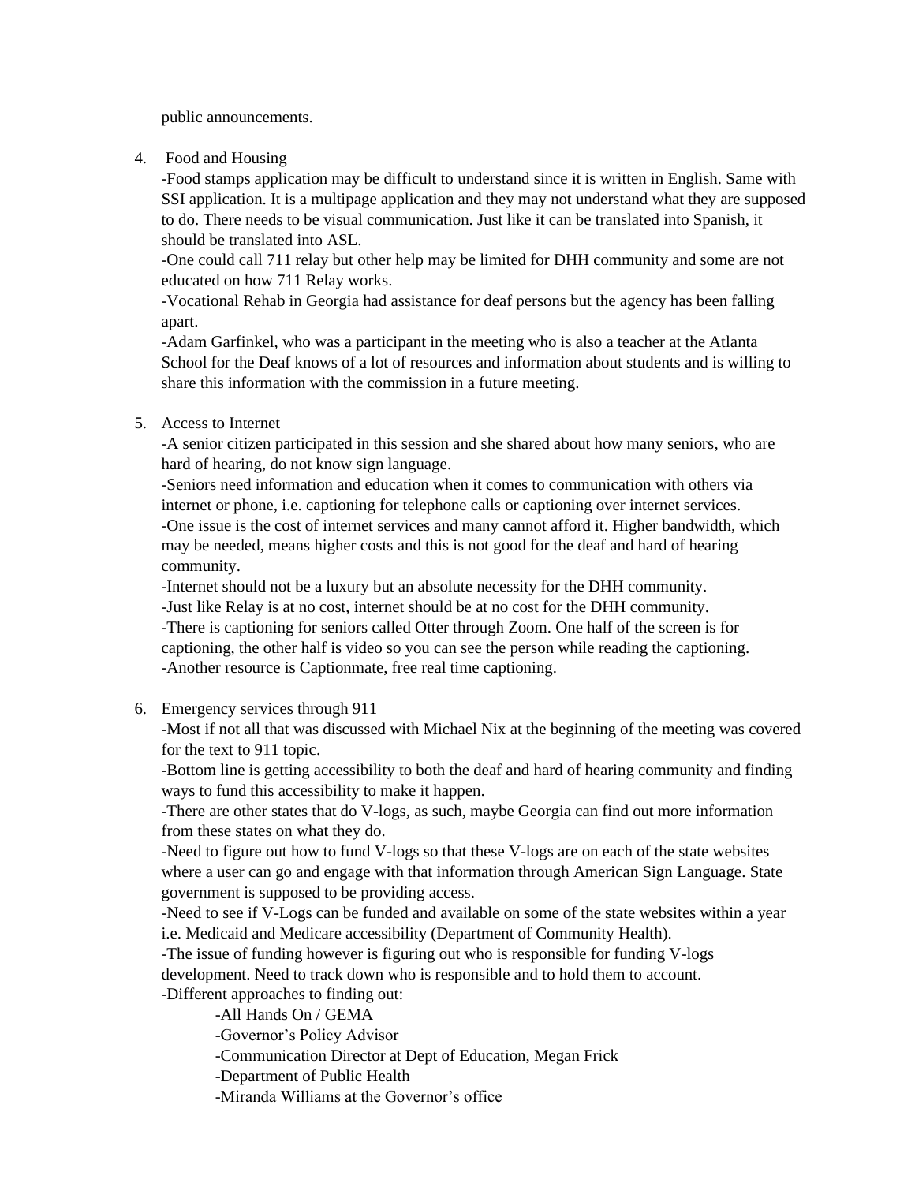public announcements.

4. Food and Housing

   -Food stamps application may be difficult to understand since it is written in English. Same with SSI application. It is a multipage application and they may not understand what they are supposed to do. There needs to be visual communication. Just like it can be translated into Spanish, it should be translated into ASL.

   -One could call 711 relay but other help may be limited for DHH community and some are not educated on how 711 Relay works.

   -Vocational Rehab in Georgia had assistance for deaf persons but the agency has been falling apart.

   -Adam Garfinkel, who was a participant in the meeting who is also a teacher at the Atlanta School for the Deaf knows of a lot of resources and information about students and is willing to share this information with the commission in a future meeting.

5. Access to Internet

   -A senior citizen participated in this session and she shared about how many seniors, who are hard of hearing, do not know sign language.

   -Seniors need information and education when it comes to communication with others via internet or phone, i.e. captioning for telephone calls or captioning over internet services.

   -One issue is the cost of internet services and many cannot afford it. Higher bandwidth, which may be needed, means higher costs and this is not good for the deaf and hard of hearing community.

   -Internet should not be a luxury but an absolute necessity for the DHH community.

   -Just like Relay is at no cost, internet should be at no cost for the DHH community.

   -There is captioning for seniors called Otter through Zoom. One half of the screen is for captioning, the other half is video so you can see the person while reading the captioning.

   -Another resource is Captionmate, free real time captioning.

6. Emergency services through 911

   -Most if not all that was discussed with Michael Nix at the beginning of the meeting was covered for the text to 911 topic.

   -Bottom line is getting accessibility to both the deaf and hard of hearing community and finding ways to fund this accessibility to make it happen.

   -There are other states that do V-logs, as such, maybe Georgia can find out more information from these states on what they do.

   -Need to figure out how to fund V-logs so that these V-logs are on each of the state websites where a user can go and engage with that information through American Sign Language. State government is supposed to be providing access.

   -Need to see if V-Logs can be funded and available on some of the state websites within a year i.e. Medicaid and Medicare accessibility (Department of Community Health).

   -The issue of funding however is figuring out who is responsible for funding V-logs development. Need to track down who is responsible and to hold them to account.

   -Different approaches to finding out:

      -All Hands On / GEMA

      -Governor's Policy Advisor

      -Communication Director at Dept of Education, Megan Frick

      -Department of Public Health

      -Miranda Williams at the Governor's office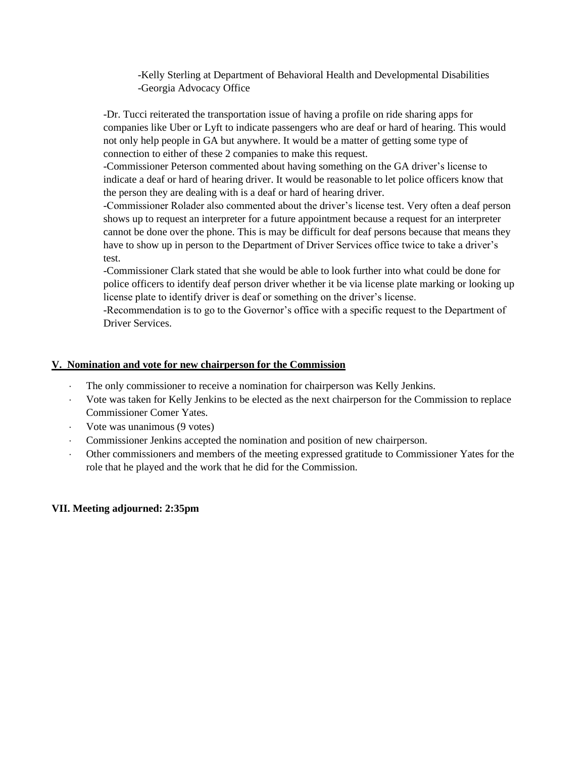-Kelly Sterling at Department of Behavioral Health and Developmental Disabilities
-Georgia Advocacy Office

-Dr. Tucci reiterated the transportation issue of having a profile on ride sharing apps for companies like Uber or Lyft to indicate passengers who are deaf or hard of hearing. This would not only help people in GA but anywhere. It would be a matter of getting some type of connection to either of these 2 companies to make this request.
-Commissioner Peterson commented about having something on the GA driver's license to indicate a deaf or hard of hearing driver. It would be reasonable to let police officers know that the person they are dealing with is a deaf or hard of hearing driver.
-Commissioner Rolader also commented about the driver's license test. Very often a deaf person shows up to request an interpreter for a future appointment because a request for an interpreter cannot be done over the phone. This is may be difficult for deaf persons because that means they have to show up in person to the Department of Driver Services office twice to take a driver's test.
-Commissioner Clark stated that she would be able to look further into what could be done for police officers to identify deaf person driver whether it be via license plate marking or looking up license plate to identify driver is deaf or something on the driver's license.
-Recommendation is to go to the Governor's office with a specific request to the Department of Driver Services.

## V. Nomination and vote for new chairperson for the Commission

- The only commissioner to receive a nomination for chairperson was Kelly Jenkins.
- Vote was taken for Kelly Jenkins to be elected as the next chairperson for the Commission to replace Commissioner Comer Yates.
- Vote was unanimous (9 votes)
- Commissioner Jenkins accepted the nomination and position of new chairperson.
- Other commissioners and members of the meeting expressed gratitude to Commissioner Yates for the role that he played and the work that he did for the Commission.

**VII. Meeting adjourned: 2:35pm**